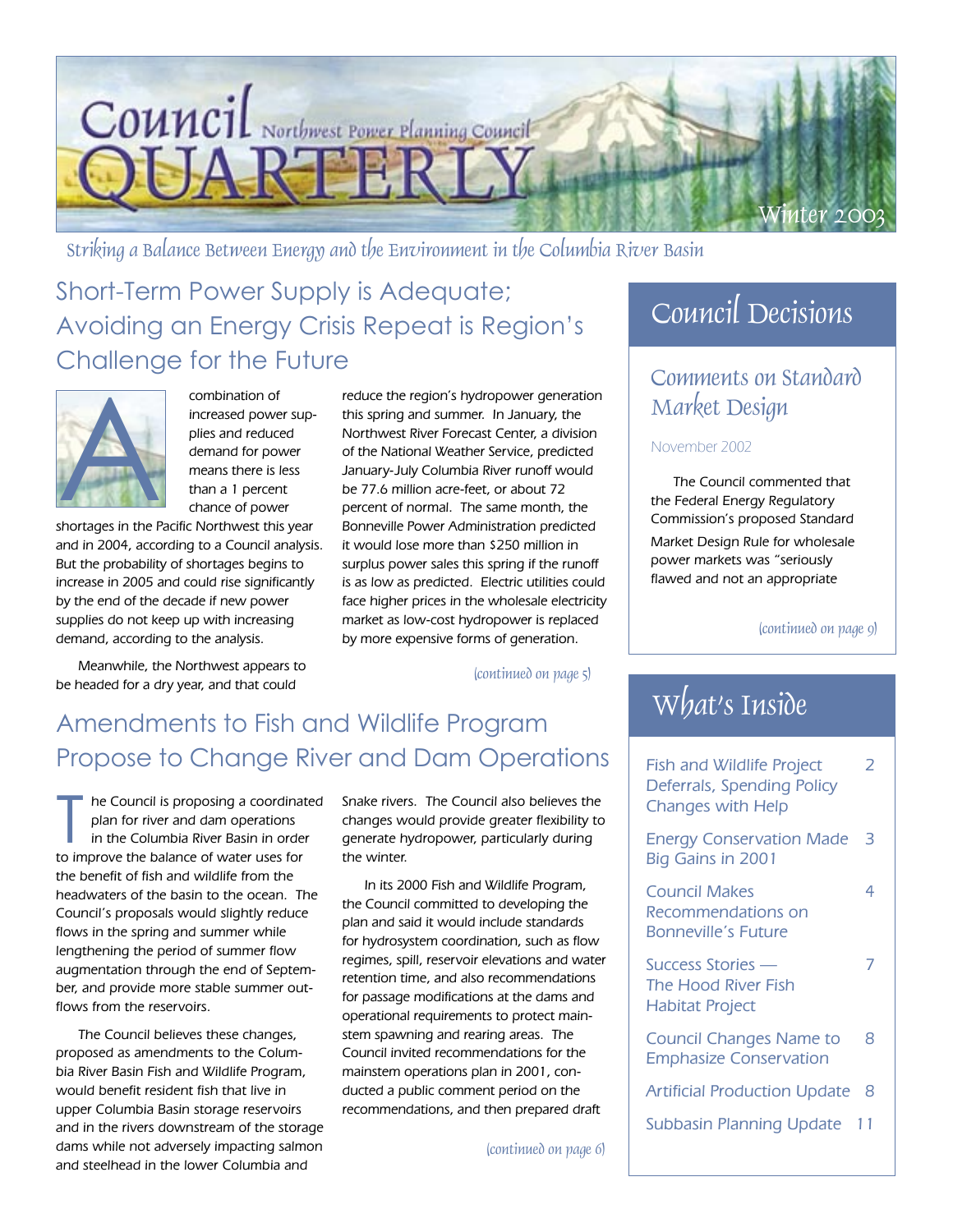# Council QUARTERLY

Northwest Power Planning Council

Winter 2003

*Striking a Balance Between Energy and the Environment in the Columbia River Basin*

## Short-Term Power Supply is Adequate; Avoiding an Energy Crisis Repeat is Region's Challenge for the Future

A combination of increased power supplies and reduced demand for power means there is less than a 1 percent chance of power shortages in the Pacific Northwest this year and in 2004, according to a Council analysis. But the probability of shortages begins to increase in 2005 and could rise significantly by the end of the decade if new power supplies do not keep up with increasing demand, according to the analysis.

Meanwhile, the Northwest appears to be headed for a dry year, and that could reduce the region's hydropower generation this spring and summer. In January, the Northwest River Forecast Center, a division of the National Weather Service, predicted January-July Columbia River runoff would be 77.6 million acre-feet, or about 72 percent of normal. The same month, the Bonneville Power Administration predicted it would lose more than $250 million in surplus power sales this spring if the runoff is as low as predicted. Electric utilities could face higher prices in the wholesale electricity market as low-cost hydropower is replaced by more expensive forms of generation.

*(continued on page 5)*

## Amendments to Fish and Wildlife Program Propose to Change River and Dam Operations

The Council is proposing a coordinated plan for river and dam operations in the Columbia River Basin in order to improve the balance of water uses for the benefit of fish and wildlife from the headwaters of the basin to the ocean. The Council's proposals would slightly reduce flows in the spring and summer while lengthening the period of summer flow augmentation through the end of September, and provide more stable summer outflows from the reservoirs.

The Council believes these changes, proposed as amendments to the Columbia River Basin Fish and Wildlife Program, would benefit resident fish that live in upper Columbia Basin storage reservoirs and in the rivers downstream of the storage dams while not adversely impacting salmon and steelhead in the lower Columbia and Snake rivers. The Council also believes the changes would provide greater flexibility to generate hydropower, particularly during the winter.

In its 2000 Fish and Wildlife Program, the Council committed to developing the plan and said it would include standards for hydrosystem coordination, such as flow regimes, spill, reservoir elevations and water retention time, and also recommendations for passage modifications at the dams and operational requirements to protect mainstem spawning and rearing areas. The Council invited recommendations for the mainstem operations plan in 2001, conducted a public comment period on the recommendations, and then prepared draft

*(continued on page 6)*

## Council Decisions

### Comments on Standard Market Design

November 2002

The Council commented that the Federal Energy Regulatory Commission's proposed Standard Market Design Rule for wholesale power markets was "seriously flawed and not an appropriate

*(continued on page 9)*

## What's Inside

| | |
|---|---|
| Fish and Wildlife Project Deferrals, Spending Policy Changes with Help | 2 |
| Energy Conservation Made Big Gains in 2001 | 3 |
| Council Makes Recommendations on Bonneville's Future | 4 |
| Success Stories — The Hood River Fish Habitat Project | 7 |
| Council Changes Name to Emphasize Conservation | 8 |
| Artificial Production Update | 8 |
| Subbasin Planning Update | 11 |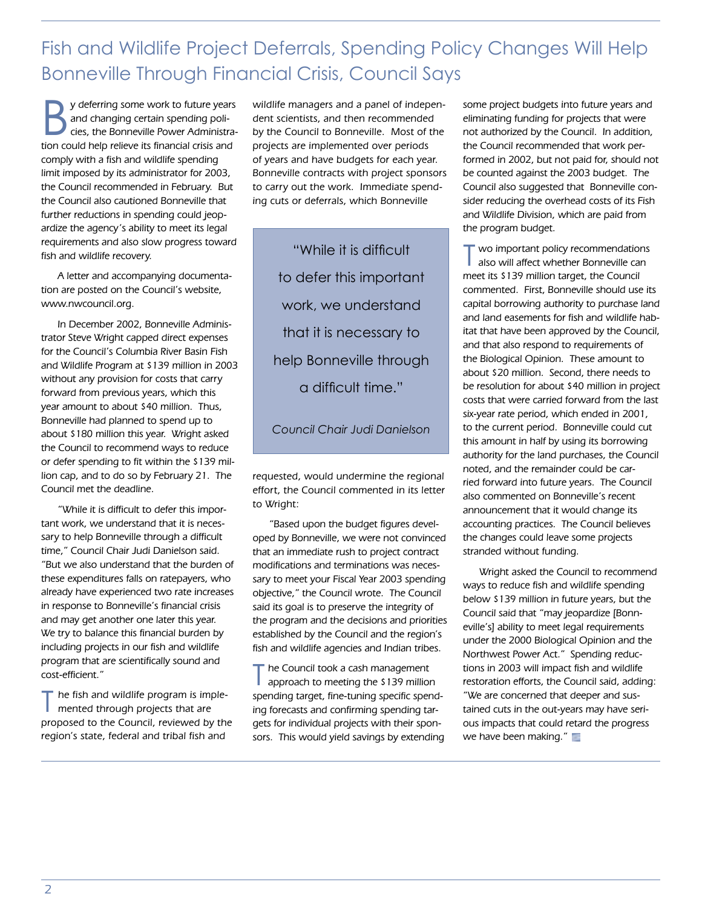# Fish and Wildlife Project Deferrals, Spending Policy Changes Will Help Bonneville Through Financial Crisis, Council Says

By deferring some work to future years and changing certain spending policies, the Bonneville Power Administration could help relieve its financial crisis and comply with a fish and wildlife spending limit imposed by its administrator for 2003, the Council recommended in February. But the Council also cautioned Bonneville that further reductions in spending could jeopardize the agency's ability to meet its legal requirements and also slow progress toward fish and wildlife recovery.

A letter and accompanying documentation are posted on the Council's website, www.nwcouncil.org.

In December 2002, Bonneville Administrator Steve Wright capped direct expenses for the Council's Columbia River Basin Fish and Wildlife Program at $139 million in 2003 without any provision for costs that carry forward from previous years, which this year amount to about $40 million. Thus, Bonneville had planned to spend up to about $180 million this year. Wright asked the Council to recommend ways to reduce or defer spending to fit within the $139 million cap, and to do so by February 21. The Council met the deadline.

"While it is difficult to defer this important work, we understand that it is necessary to help Bonneville through a difficult time," Council Chair Judi Danielson said. "But we also understand that the burden of these expenditures falls on ratepayers, who already have experienced two rate increases in response to Bonneville's financial crisis and may get another one later this year. We try to balance this financial burden by including projects in our fish and wildlife program that are scientifically sound and cost-efficient."

The fish and wildlife program is implemented through projects that are proposed to the Council, reviewed by the region's state, federal and tribal fish and wildlife managers and a panel of independent scientists, and then recommended by the Council to Bonneville. Most of the projects are implemented over periods of years and have budgets for each year. Bonneville contracts with project sponsors to carry out the work. Immediate spending cuts or deferrals, which Bonneville requested, would undermine the regional effort, the Council commented in its letter to Wright:

> "While it is difficult to defer this important work, we understand that it is necessary to help Bonneville through a difficult time."
>
> *Council Chair Judi Danielson*

"Based upon the budget figures developed by Bonneville, we were not convinced that an immediate rush to project contract modifications and terminations was necessary to meet your Fiscal Year 2003 spending objective," the Council wrote. The Council said its goal is to preserve the integrity of the program and the decisions and priorities established by the Council and the region's fish and wildlife agencies and Indian tribes.

The Council took a cash management approach to meeting the $139 million spending target, fine-tuning specific spending forecasts and confirming spending targets for individual projects with their sponsors. This would yield savings by extending some project budgets into future years and eliminating funding for projects that were not authorized by the Council. In addition, the Council recommended that work performed in 2002, but not paid for, should not be counted against the 2003 budget. The Council also suggested that Bonneville consider reducing the overhead costs of its Fish and Wildlife Division, which are paid from the program budget.

Two important policy recommendations also will affect whether Bonneville can meet its $139 million target, the Council commented. First, Bonneville should use its capital borrowing authority to purchase land and land easements for fish and wildlife habitat that have been approved by the Council, and that also respond to requirements of the Biological Opinion. These amount to about $20 million. Second, there needs to be resolution for about $40 million in project costs that were carried forward from the last six-year rate period, which ended in 2001, to the current period. Bonneville could cut this amount in half by using its borrowing authority for the land purchases, the Council noted, and the remainder could be carried forward into future years. The Council also commented on Bonneville's recent announcement that it would change its accounting practices. The Council believes the changes could leave some projects stranded without funding.

Wright asked the Council to recommend ways to reduce fish and wildlife spending below $139 million in future years, but the Council said that "may jeopardize [Bonneville's] ability to meet legal requirements under the 2000 Biological Opinion and the Northwest Power Act." Spending reductions in 2003 will impact fish and wildlife restoration efforts, the Council said, adding: "We are concerned that deeper and sustained cuts in the out-years may have serious impacts that could retard the progress we have been making."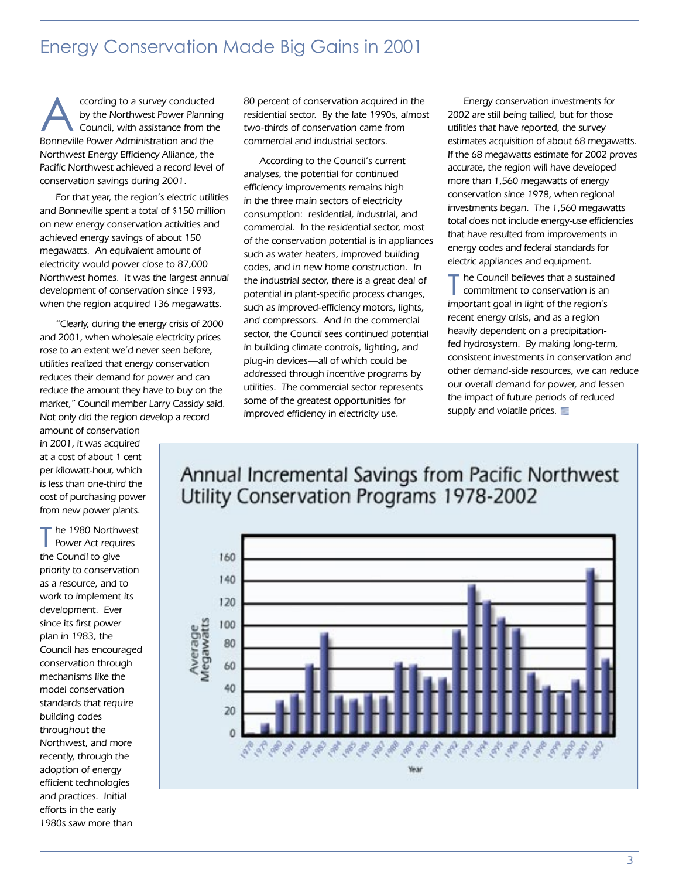# Energy Conservation Made Big Gains in 2001

According to a survey conducted by the Northwest Power Planning Council, with assistance from the Bonneville Power Administration and the Northwest Energy Efficiency Alliance, the Pacific Northwest achieved a record level of conservation savings during 2001.

For that year, the region's electric utilities and Bonneville spent a total of $150 million on new energy conservation activities and achieved energy savings of about 150 megawatts. An equivalent amount of electricity would power close to 87,000 Northwest homes. It was the largest annual development of conservation since 1993, when the region acquired 136 megawatts.

"Clearly, during the energy crisis of 2000 and 2001, when wholesale electricity prices rose to an extent we'd never seen before, utilities realized that energy conservation reduces their demand for power and can reduce the amount they have to buy on the market," Council member Larry Cassidy said. Not only did the region develop a record amount of conservation in 2001, it was acquired at a cost of about 1 cent per kilowatt-hour, which is less than one-third the cost of purchasing power from new power plants.

The 1980 Northwest Power Act requires the Council to give priority to conservation as a resource, and to work to implement its development. Ever since its first power plan in 1983, the Council has encouraged conservation through mechanisms like the model conservation standards that require building codes throughout the Northwest, and more recently, through the adoption of energy efficient technologies and practices. Initial efforts in the early 1980s saw more than 80 percent of conservation acquired in the residential sector. By the late 1990s, almost two-thirds of conservation came from commercial and industrial sectors.

According to the Council's current analyses, the potential for continued efficiency improvements remains high in the three main sectors of electricity consumption: residential, industrial, and commercial. In the residential sector, most of the conservation potential is in appliances such as water heaters, improved building codes, and in new home construction. In the industrial sector, there is a great deal of potential in plant-specific process changes, such as improved-efficiency motors, lights, and compressors. And in the commercial sector, the Council sees continued potential in building climate controls, lighting, and plug-in devices—all of which could be addressed through incentive programs by utilities. The commercial sector represents some of the greatest opportunities for improved efficiency in electricity use.

Energy conservation investments for 2002 are still being tallied, but for those utilities that have reported, the survey estimates acquisition of about 68 megawatts. If the 68 megawatts estimate for 2002 proves accurate, the region will have developed more than 1,560 megawatts of energy conservation since 1978, when regional investments began. The 1,560 megawatts total does not include energy-use efficiencies that have resulted from improvements in energy codes and federal standards for electric appliances and equipment.

The Council believes that a sustained commitment to conservation is an important goal in light of the region's recent energy crisis, and as a region heavily dependent on a precipitation-fed hydrosystem. By making long-term, consistent investments in conservation and other demand-side resources, we can reduce our overall demand for power, and lessen the impact of future periods of reduced supply and volatile prices.

## Annual Incremental Savings from Pacific Northwest Utility Conservation Programs 1978-2002

(Chart: Average Megawatts by Year, 1978–2002)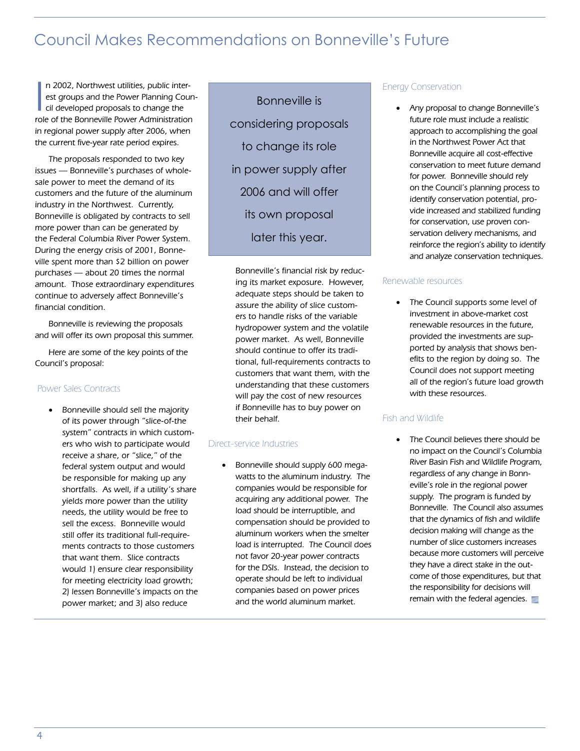# Council Makes Recommendations on Bonneville's Future

In 2002, Northwest utilities, public interest groups and the Power Planning Council developed proposals to change the role of the Bonneville Power Administration in regional power supply after 2006, when the current five-year rate period expires.

The proposals responded to two key issues — Bonneville's purchases of wholesale power to meet the demand of its customers and the future of the aluminum industry in the Northwest. Currently, Bonneville is obligated by contracts to sell more power than can be generated by the Federal Columbia River Power System. During the energy crisis of 2001, Bonneville spent more than $2 billion on power purchases — about 20 times the normal amount. Those extraordinary expenditures continue to adversely affect Bonneville's financial condition.

Bonneville is reviewing the proposals and will offer its own proposal this summer.

Here are some of the key points of the Council's proposal:

> Bonneville is considering proposals to change its role in power supply after 2006 and will offer its own proposal later this year.

## Power Sales Contracts

- Bonneville should sell the majority of its power through "slice-of-the system" contracts in which customers who wish to participate would receive a share, or "slice," of the federal system output and would be responsible for making up any shortfalls. As well, if a utility's share yields more power than the utility needs, the utility would be free to sell the excess. Bonneville would still offer its traditional full-requirements contracts to those customers that want them. Slice contracts would 1) ensure clear responsibility for meeting electricity load growth; 2) lessen Bonneville's impacts on the power market; and 3) also reduce Bonneville's financial risk by reducing its market exposure. However, adequate steps should be taken to assure the ability of slice customers to handle risks of the variable hydropower system and the volatile power market. As well, Bonneville should continue to offer its traditional, full-requirements contracts to customers that want them, with the understanding that these customers will pay the cost of new resources if Bonneville has to buy power on their behalf.

## Direct-service Industries

- Bonneville should supply 600 megawatts to the aluminum industry. The companies would be responsible for acquiring any additional power. The load should be interruptible, and compensation should be provided to aluminum workers when the smelter load is interrupted. The Council does not favor 20-year power contracts for the DSIs. Instead, the decision to operate should be left to individual companies based on power prices and the world aluminum market.

## Energy Conservation

- Any proposal to change Bonneville's future role must include a realistic approach to accomplishing the goal in the Northwest Power Act that Bonneville acquire all cost-effective conservation to meet future demand for power. Bonneville should rely on the Council's planning process to identify conservation potential, provide increased and stabilized funding for conservation, use proven conservation delivery mechanisms, and reinforce the region's ability to identify and analyze conservation techniques.

## Renewable resources

- The Council supports some level of investment in above-market cost renewable resources in the future, provided the investments are supported by analysis that shows benefits to the region by doing so. The Council does not support meeting all of the region's future load growth with these resources.

## Fish and Wildlife

- The Council believes there should be no impact on the Council's Columbia River Basin Fish and Wildlife Program, regardless of any change in Bonneville's role in the regional power supply. The program is funded by Bonneville. The Council also assumes that the dynamics of fish and wildlife decision making will change as the number of slice customers increases because more customers will perceive they have a direct stake in the outcome of those expenditures, but that the responsibility for decisions will remain with the federal agencies.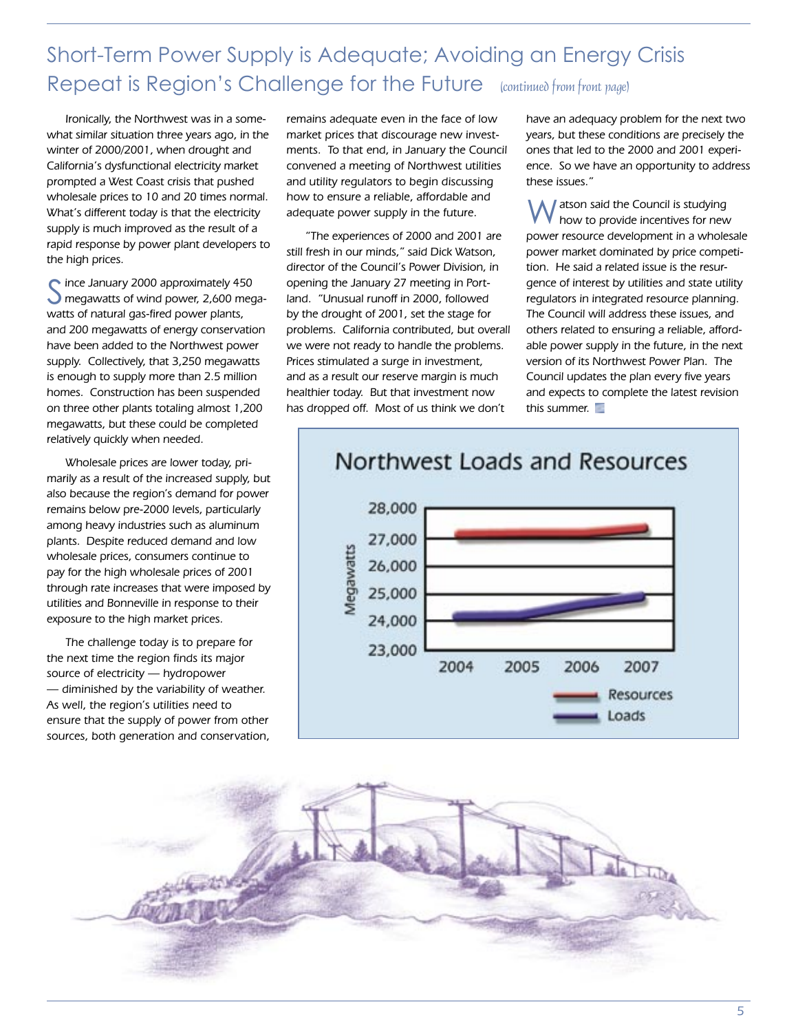## Short-Term Power Supply is Adequate; Avoiding an Energy Crisis Repeat is Region's Challenge for the Future *(continued from front page)*

Ironically, the Northwest was in a somewhat similar situation three years ago, in the winter of 2000/2001, when drought and California's dysfunctional electricity market prompted a West Coast crisis that pushed wholesale prices to 10 and 20 times normal. What's different today is that the electricity supply is much improved as the result of a rapid response by power plant developers to the high prices.

Since January 2000 approximately 450 megawatts of wind power, 2,600 megawatts of natural gas-fired power plants, and 200 megawatts of energy conservation have been added to the Northwest power supply. Collectively, that 3,250 megawatts is enough to supply more than 2.5 million homes. Construction has been suspended on three other plants totaling almost 1,200 megawatts, but these could be completed relatively quickly when needed.

Wholesale prices are lower today, primarily as a result of the increased supply, but also because the region's demand for power remains below pre-2000 levels, particularly among heavy industries such as aluminum plants. Despite reduced demand and low wholesale prices, consumers continue to pay for the high wholesale prices of 2001 through rate increases that were imposed by utilities and Bonneville in response to their exposure to the high market prices.

The challenge today is to prepare for the next time the region finds its major source of electricity — hydropower — diminished by the variability of weather. As well, the region's utilities need to ensure that the supply of power from other sources, both generation and conservation, remains adequate even in the face of low market prices that discourage new investments. To that end, in January the Council convened a meeting of Northwest utilities and utility regulators to begin discussing how to ensure a reliable, affordable and adequate power supply in the future.

"The experiences of 2000 and 2001 are still fresh in our minds," said Dick Watson, director of the Council's Power Division, in opening the January 27 meeting in Portland. "Unusual runoff in 2000, followed by the drought of 2001, set the stage for problems. California contributed, but overall we were not ready to handle the problems. Prices stimulated a surge in investment, and as a result our reserve margin is much healthier today. But that investment now has dropped off. Most of us think we don't have an adequacy problem for the next two years, but these conditions are precisely the ones that led to the 2000 and 2001 experience. So we have an opportunity to address these issues."

Watson said the Council is studying how to provide incentives for new power resource development in a wholesale power market dominated by price competition. He said a related issue is the resurgence of interest by utilities and state utility regulators in integrated resource planning. The Council will address these issues, and others related to ensuring a reliable, affordable power supply in the future, in the next version of its Northwest Power Plan. The Council updates the plan every five years and expects to complete the latest revision this summer.

**Northwest Loads and Resources**

(Chart: Megawatts, 23,000–28,000, years 2004–2007; Resources vs. Loads)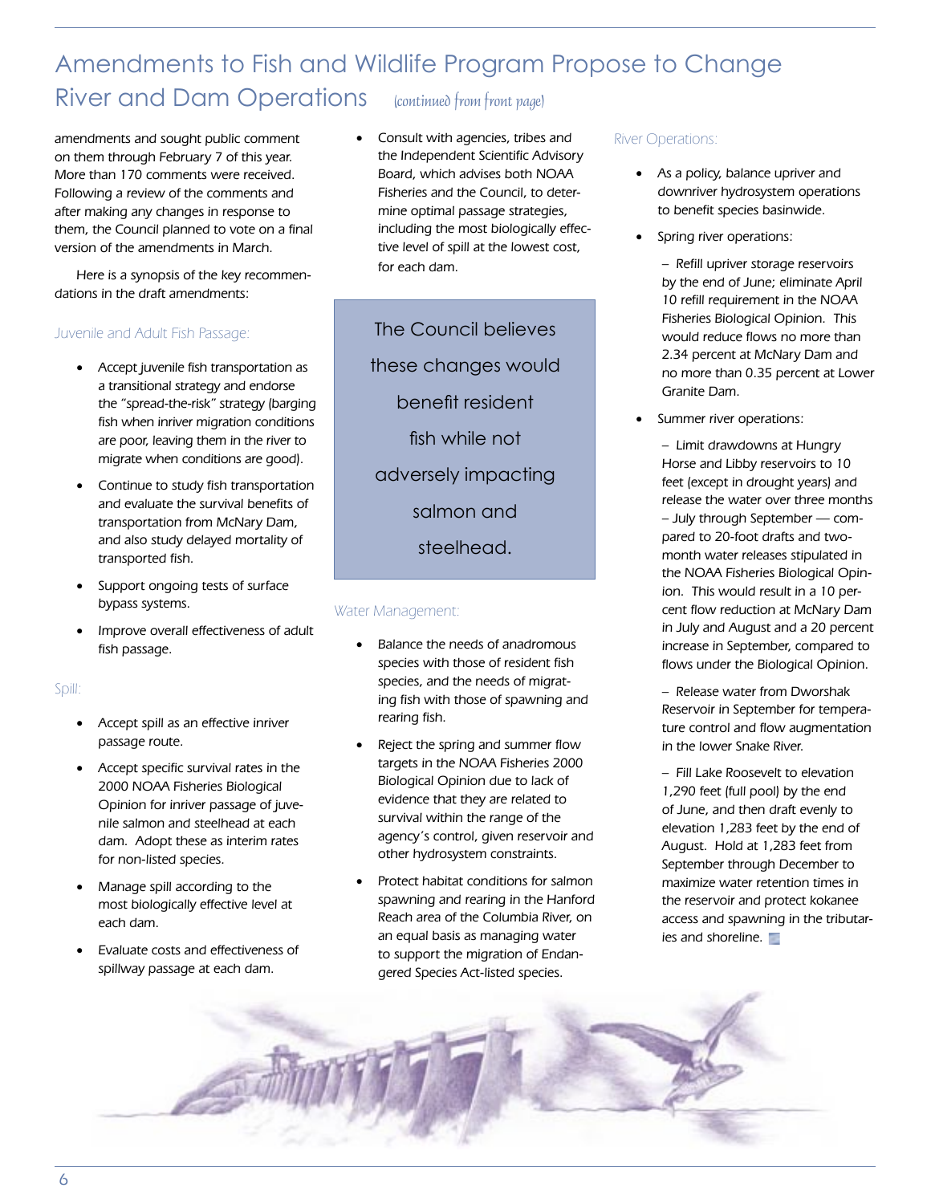# Amendments to Fish and Wildlife Program Propose to Change River and Dam Operations *(continued from front page)*

amendments and sought public comment on them through February 7 of this year. More than 170 comments were received. Following a review of the comments and after making any changes in response to them, the Council planned to vote on a final version of the amendments in March.

Here is a synopsis of the key recommendations in the draft amendments:

### Juvenile and Adult Fish Passage:

- Accept juvenile fish transportation as a transitional strategy and endorse the "spread-the-risk" strategy (barging fish when inriver migration conditions are poor, leaving them in the river to migrate when conditions are good).
- Continue to study fish transportation and evaluate the survival benefits of transportation from McNary Dam, and also study delayed mortality of transported fish.
- Support ongoing tests of surface bypass systems.
- Improve overall effectiveness of adult fish passage.

### Spill:

- Accept spill as an effective inriver passage route.
- Accept specific survival rates in the 2000 NOAA Fisheries Biological Opinion for inriver passage of juvenile salmon and steelhead at each dam. Adopt these as interim rates for non-listed species.
- Manage spill according to the most biologically effective level at each dam.
- Evaluate costs and effectiveness of spillway passage at each dam.
- Consult with agencies, tribes and the Independent Scientific Advisory Board, which advises both NOAA Fisheries and the Council, to determine optimal passage strategies, including the most biologically effective level of spill at the lowest cost, for each dam.

> The Council believes these changes would benefit resident fish while not adversely impacting salmon and steelhead.

### Water Management:

- Balance the needs of anadromous species with those of resident fish species, and the needs of migrating fish with those of spawning and rearing fish.
- Reject the spring and summer flow targets in the NOAA Fisheries 2000 Biological Opinion due to lack of evidence that they are related to survival within the range of the agency's control, given reservoir and other hydrosystem constraints.
- Protect habitat conditions for salmon spawning and rearing in the Hanford Reach area of the Columbia River, on an equal basis as managing water to support the migration of Endangered Species Act-listed species.

### River Operations:

- As a policy, balance upriver and downriver hydrosystem operations to benefit species basinwide.
- Spring river operations:

  – Refill upriver storage reservoirs by the end of June; eliminate April 10 refill requirement in the NOAA Fisheries Biological Opinion. This would reduce flows no more than 2.34 percent at McNary Dam and no more than 0.35 percent at Lower Granite Dam.

- Summer river operations:

  – Limit drawdowns at Hungry Horse and Libby reservoirs to 10 feet (except in drought years) and release the water over three months – July through September — compared to 20-foot drafts and two-month water releases stipulated in the NOAA Fisheries Biological Opinion. This would result in a 10 percent flow reduction at McNary Dam in July and August and a 20 percent increase in September, compared to flows under the Biological Opinion.

  – Release water from Dworshak Reservoir in September for temperature control and flow augmentation in the lower Snake River.

  – Fill Lake Roosevelt to elevation 1,290 feet (full pool) by the end of June, and then draft evenly to elevation 1,283 feet by the end of August. Hold at 1,283 feet from September through December to maximize water retention times in the reservoir and protect kokanee access and spawning in the tributaries and shoreline.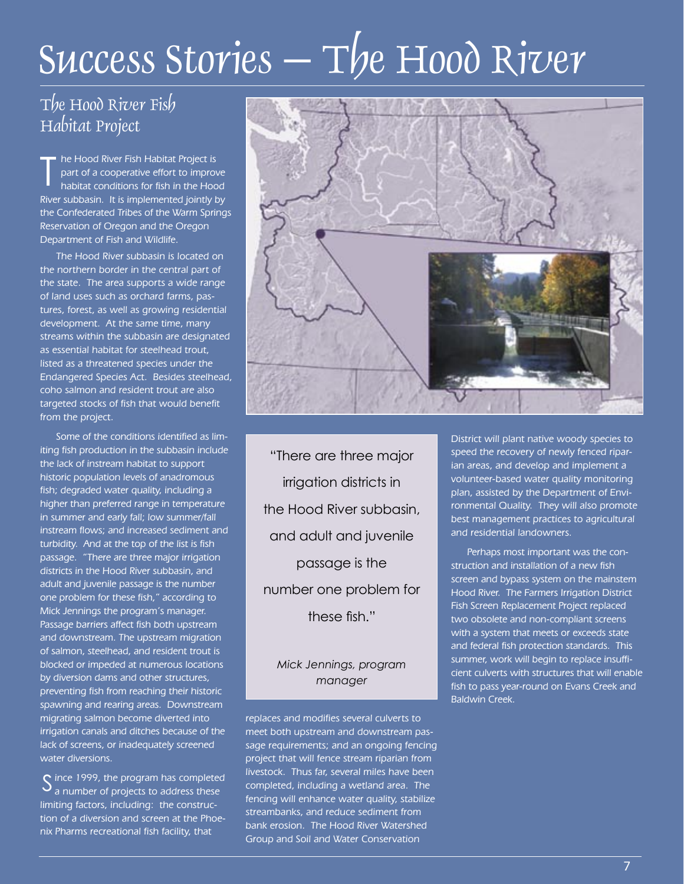# Success Stories — The Hood River

## The Hood River Fish Habitat Project

The Hood River Fish Habitat Project is part of a cooperative effort to improve habitat conditions for fish in the Hood River subbasin. It is implemented jointly by the Confederated Tribes of the Warm Springs Reservation of Oregon and the Oregon Department of Fish and Wildlife.

The Hood River subbasin is located on the northern border in the central part of the state. The area supports a wide range of land uses such as orchard farms, pastures, forest, as well as growing residential development. At the same time, many streams within the subbasin are designated as essential habitat for steelhead trout, listed as a threatened species under the Endangered Species Act. Besides steelhead, coho salmon and resident trout are also targeted stocks of fish that would benefit from the project.

Some of the conditions identified as limiting fish production in the subbasin include the lack of instream habitat to support historic population levels of anadromous fish; degraded water quality, including a higher than preferred range in temperature in summer and early fall; low summer/fall instream flows; and increased sediment and turbidity. And at the top of the list is fish passage. "There are three major irrigation districts in the Hood River subbasin, and adult and juvenile passage is the number one problem for these fish," according to Mick Jennings the program's manager. Passage barriers affect fish both upstream and downstream. The upstream migration of salmon, steelhead, and resident trout is blocked or impeded at numerous locations by diversion dams and other structures, preventing fish from reaching their historic spawning and rearing areas. Downstream migrating salmon become diverted into irrigation canals and ditches because of the lack of screens, or inadequately screened water diversions.

> "There are three major irrigation districts in the Hood River subbasin, and adult and juvenile passage is the number one problem for these fish."
>
> *Mick Jennings, program manager*

Since 1999, the program has completed a number of projects to address these limiting factors, including: the construction of a diversion and screen at the Phoenix Pharms recreational fish facility, that replaces and modifies several culverts to meet both upstream and downstream passage requirements; and an ongoing fencing project that will fence stream riparian from livestock. Thus far, several miles have been completed, including a wetland area. The fencing will enhance water quality, stabilize streambanks, and reduce sediment from bank erosion. The Hood River Watershed Group and Soil and Water Conservation District will plant native woody species to speed the recovery of newly fenced riparian areas, and develop and implement a volunteer-based water quality monitoring plan, assisted by the Department of Environmental Quality. They will also promote best management practices to agricultural and residential landowners.

Perhaps most important was the construction and installation of a new fish screen and bypass system on the mainstem Hood River. The Farmers Irrigation District Fish Screen Replacement Project replaced two obsolete and non-compliant screens with a system that meets or exceeds state and federal fish protection standards. This summer, work will begin to replace insufficient culverts with structures that will enable fish to pass year-round on Evans Creek and Baldwin Creek.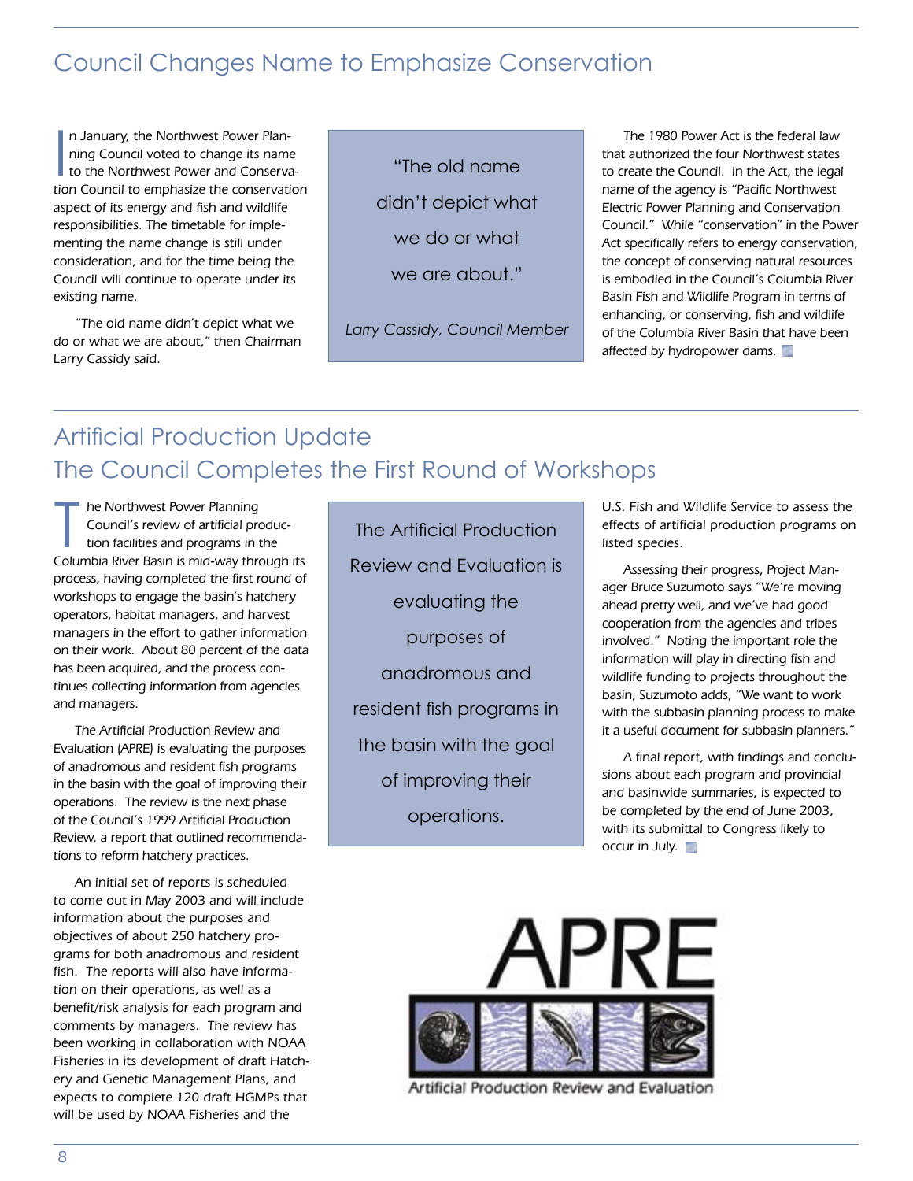## Council Changes Name to Emphasize Conservation

In January, the Northwest Power Planning Council voted to change its name to the Northwest Power and Conservation Council to emphasize the conservation aspect of its energy and fish and wildlife responsibilities. The timetable for implementing the name change is still under consideration, and for the time being the Council will continue to operate under its existing name.

"The old name didn't depict what we do or what we are about," then Chairman Larry Cassidy said.

> "The old name didn't depict what we do or what we are about."
>
> *Larry Cassidy, Council Member*

The 1980 Power Act is the federal law that authorized the four Northwest states to create the Council. In the Act, the legal name of the agency is "Pacific Northwest Electric Power Planning and Conservation Council." While "conservation" in the Power Act specifically refers to energy conservation, the concept of conserving natural resources is embodied in the Council's Columbia River Basin Fish and Wildlife Program in terms of enhancing, or conserving, fish and wildlife of the Columbia River Basin that have been affected by hydropower dams.

## Artificial Production Update
## The Council Completes the First Round of Workshops

The Northwest Power Planning Council's review of artificial production facilities and programs in the Columbia River Basin is mid-way through its process, having completed the first round of workshops to engage the basin's hatchery operators, habitat managers, and harvest managers in the effort to gather information on their work. About 80 percent of the data has been acquired, and the process continues collecting information from agencies and managers.

The Artificial Production Review and Evaluation (APRE) is evaluating the purposes of anadromous and resident fish programs in the basin with the goal of improving their operations. The review is the next phase of the Council's 1999 Artificial Production Review, a report that outlined recommendations to reform hatchery practices.

> The Artificial Production Review and Evaluation is evaluating the purposes of anadromous and resident fish programs in the basin with the goal of improving their operations.

An initial set of reports is scheduled to come out in May 2003 and will include information about the purposes and objectives of about 250 hatchery programs for both anadromous and resident fish. The reports will also have information on their operations, as well as a benefit/risk analysis for each program and comments by managers. The review has been working in collaboration with NOAA Fisheries in its development of draft Hatchery and Genetic Management Plans, and expects to complete 120 draft HGMPs that will be used by NOAA Fisheries and the U.S. Fish and Wildlife Service to assess the effects of artificial production programs on listed species.

Assessing their progress, Project Manager Bruce Suzumoto says "We're moving ahead pretty well, and we've had good cooperation from the agencies and tribes involved." Noting the important role the information will play in directing fish and wildlife funding to projects throughout the basin, Suzumoto adds, "We want to work with the subbasin planning process to make it a useful document for subbasin planners."

A final report, with findings and conclusions about each program and provincial and basinwide summaries, is expected to be completed by the end of June 2003, with its submittal to Congress likely to occur in July.

APRE

Artificial Production Review and Evaluation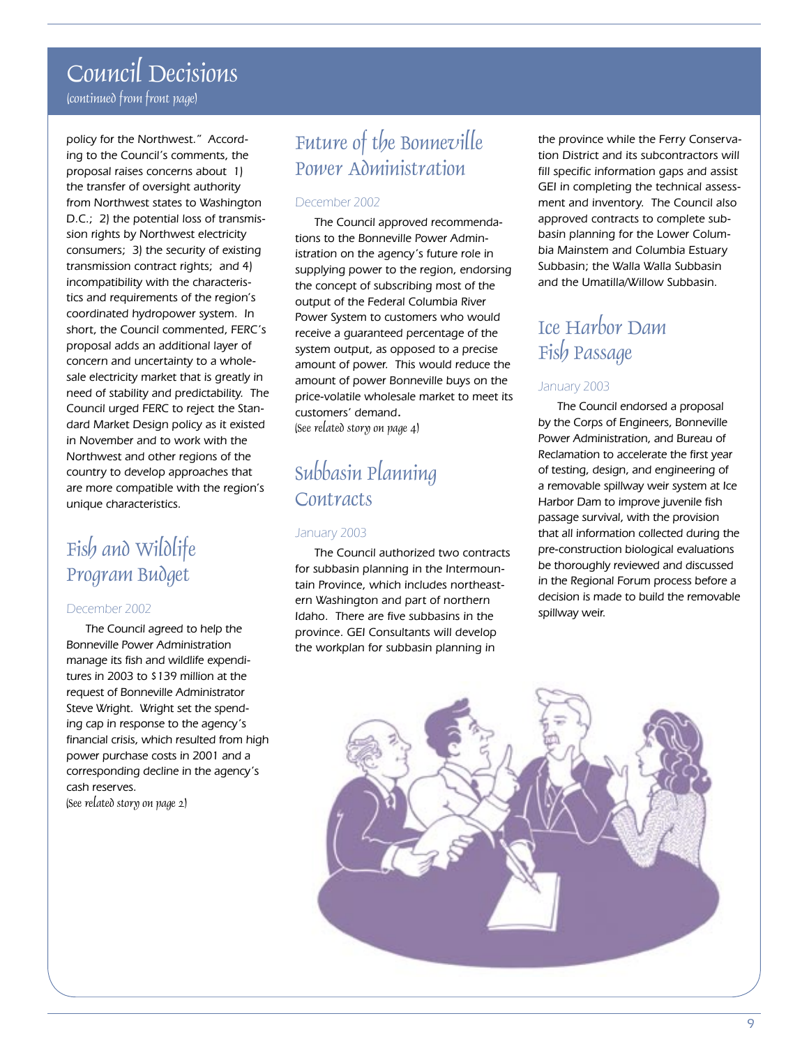# Council Decisions

*(continued from front page)*

policy for the Northwest." According to the Council's comments, the proposal raises concerns about 1) the transfer of oversight authority from Northwest states to Washington D.C.; 2) the potential loss of transmission rights by Northwest electricity consumers; 3) the security of existing transmission contract rights; and 4) incompatibility with the characteristics and requirements of the region's coordinated hydropower system. In short, the Council commented, FERC's proposal adds an additional layer of concern and uncertainty to a wholesale electricity market that is greatly in need of stability and predictability. The Council urged FERC to reject the Standard Market Design policy as it existed in November and to work with the Northwest and other regions of the country to develop approaches that are more compatible with the region's unique characteristics.

## Fish and Wildlife Program Budget

December 2002

The Council agreed to help the Bonneville Power Administration manage its fish and wildlife expenditures in 2003 to $139 million at the request of Bonneville Administrator Steve Wright. Wright set the spending cap in response to the agency's financial crisis, which resulted from high power purchase costs in 2001 and a corresponding decline in the agency's cash reserves.

*(See related story on page 2)*

## Future of the Bonneville Power Administration

December 2002

The Council approved recommendations to the Bonneville Power Administration on the agency's future role in supplying power to the region, endorsing the concept of subscribing most of the output of the Federal Columbia River Power System to customers who would receive a guaranteed percentage of the system output, as opposed to a precise amount of power. This would reduce the amount of power Bonneville buys on the price-volatile wholesale market to meet its customers' demand.

*(See related story on page 4)*

## Subbasin Planning Contracts

January 2003

The Council authorized two contracts for subbasin planning in the Intermountain Province, which includes northeastern Washington and part of northern Idaho. There are five subbasins in the province. GEI Consultants will develop the workplan for subbasin planning in the province while the Ferry Conservation District and its subcontractors will fill specific information gaps and assist GEI in completing the technical assessment and inventory. The Council also approved contracts to complete subbasin planning for the Lower Columbia Mainstem and Columbia Estuary Subbasin; the Walla Walla Subbasin and the Umatilla/Willow Subbasin.

## Ice Harbor Dam Fish Passage

January 2003

The Council endorsed a proposal by the Corps of Engineers, Bonneville Power Administration, and Bureau of Reclamation to accelerate the first year of testing, design, and engineering of a removable spillway weir system at Ice Harbor Dam to improve juvenile fish passage survival, with the provision that all information collected during the pre-construction biological evaluations be thoroughly reviewed and discussed in the Regional Forum process before a decision is made to build the removable spillway weir.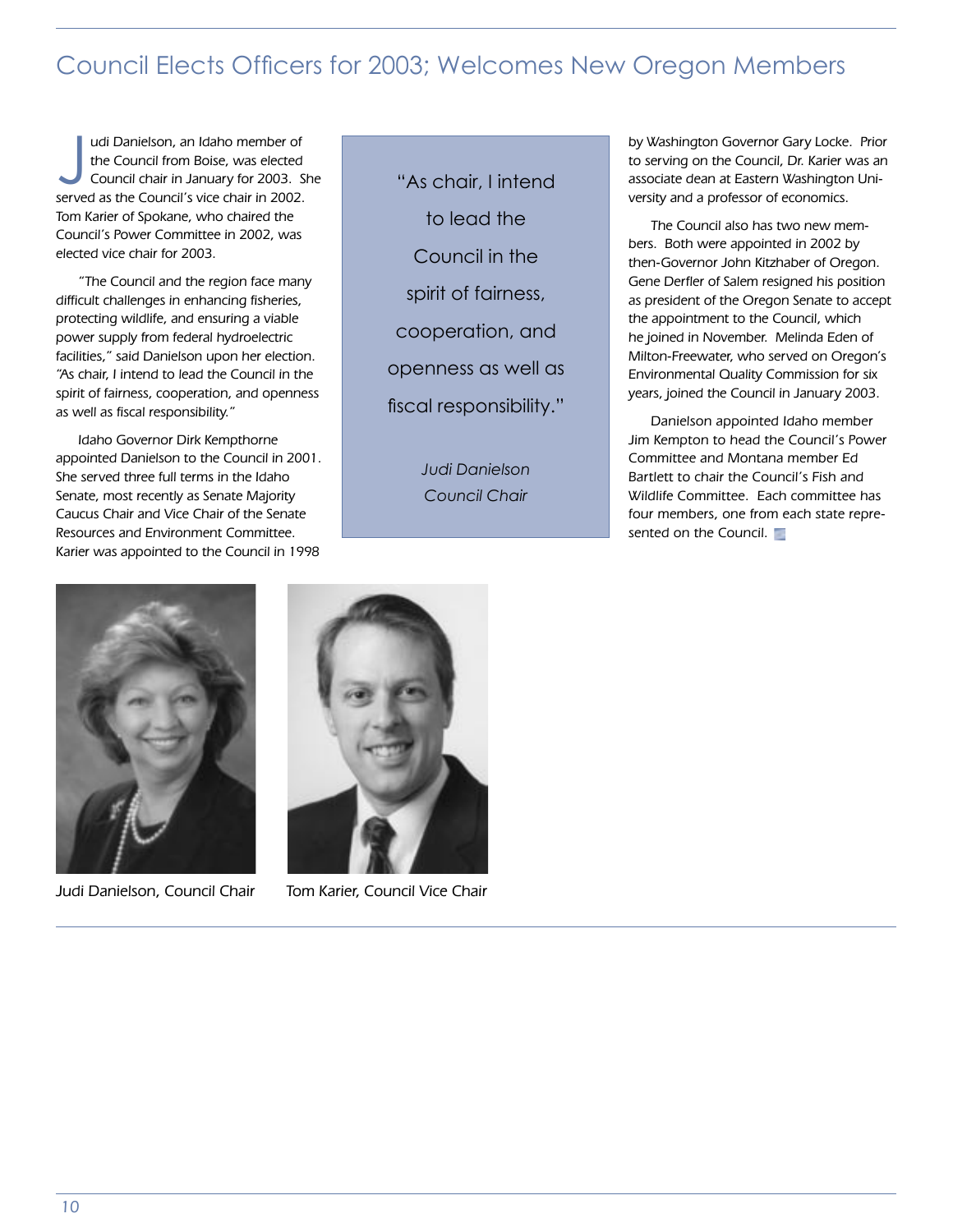# Council Elects Officers for 2003; Welcomes New Oregon Members

Judi Danielson, an Idaho member of the Council from Boise, was elected Council chair in January for 2003. She served as the Council's vice chair in 2002. Tom Karier of Spokane, who chaired the Council's Power Committee in 2002, was elected vice chair for 2003.

"The Council and the region face many difficult challenges in enhancing fisheries, protecting wildlife, and ensuring a viable power supply from federal hydroelectric facilities," said Danielson upon her election. "As chair, I intend to lead the Council in the spirit of fairness, cooperation, and openness as well as fiscal responsibility."

Idaho Governor Dirk Kempthorne appointed Danielson to the Council in 2001. She served three full terms in the Idaho Senate, most recently as Senate Majority Caucus Chair and Vice Chair of the Senate Resources and Environment Committee. Karier was appointed to the Council in 1998 by Washington Governor Gary Locke. Prior to serving on the Council, Dr. Karier was an associate dean at Eastern Washington University and a professor of economics.

> "As chair, I intend to lead the Council in the spirit of fairness, cooperation, and openness as well as fiscal responsibility."
>
> *Judi Danielson*
> *Council Chair*

The Council also has two new members. Both were appointed in 2002 by then-Governor John Kitzhaber of Oregon. Gene Derfler of Salem resigned his position as president of the Oregon Senate to accept the appointment to the Council, which he joined in November. Melinda Eden of Milton-Freewater, who served on Oregon's Environmental Quality Commission for six years, joined the Council in January 2003.

Danielson appointed Idaho member Jim Kempton to head the Council's Power Committee and Montana member Ed Bartlett to chair the Council's Fish and Wildlife Committee. Each committee has four members, one from each state represented on the Council.

Judi Danielson, Council Chair

Tom Karier, Council Vice Chair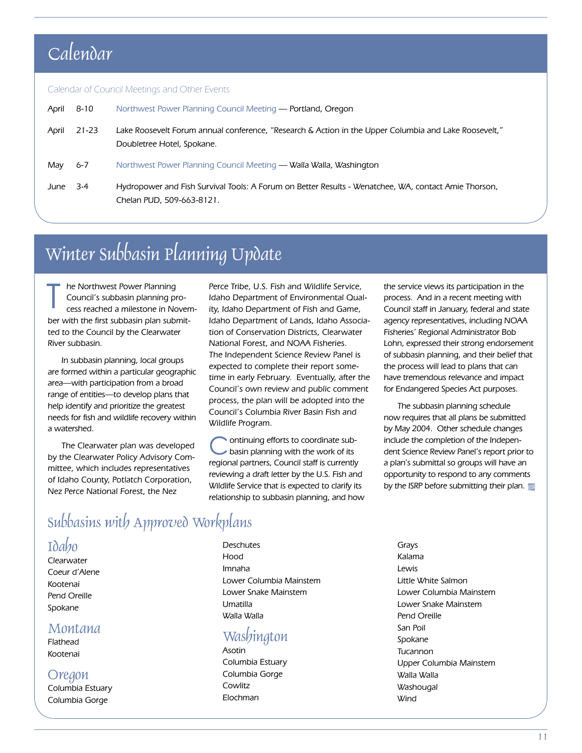# Calendar

Calendar of Council Meetings and Other Events

| | | |
|---|---|---|
| April | 8-10 | Northwest Power Planning Council Meeting — Portland, Oregon |
| April | 21-23 | Lake Roosevelt Forum annual conference, "Research & Action in the Upper Columbia and Lake Roosevelt," Doubletree Hotel, Spokane. |
| May | 6-7 | Northwest Power Planning Council Meeting — Walla Walla, Washington |
| June | 3-4 | Hydropower and Fish Survival Tools: A Forum on Better Results - Wenatchee, WA, contact Amie Thorson, Chelan PUD, 509-663-8121. |

# Winter Subbasin Planning Update

The Northwest Power Planning Council's subbasin planning process reached a milestone in November with the first subbasin plan submitted to the Council by the Clearwater River subbasin.

In subbasin planning, local groups are formed within a particular geographic area—with participation from a broad range of entities—to develop plans that help identify and prioritize the greatest needs for fish and wildlife recovery within a watershed.

The Clearwater plan was developed by the Clearwater Policy Advisory Committee, which includes representatives of Idaho County, Potlatch Corporation, Nez Perce National Forest, the Nez Perce Tribe, U.S. Fish and Wildlife Service, Idaho Department of Environmental Quality, Idaho Department of Fish and Game, Idaho Department of Lands, Idaho Association of Conservation Districts, Clearwater National Forest, and NOAA Fisheries. The Independent Science Review Panel is expected to complete their report sometime in early February. Eventually, after the Council's own review and public comment process, the plan will be adopted into the Council's Columbia River Basin Fish and Wildlife Program.

Continuing efforts to coordinate subbasin planning with the work of its regional partners, Council staff is currently reviewing a draft letter by the U.S. Fish and Wildlife Service that is expected to clarify its relationship to subbasin planning, and how the service views its participation in the process. And in a recent meeting with Council staff in January, federal and state agency representatives, including NOAA Fisheries' Regional Administrator Bob Lohn, expressed their strong endorsement of subbasin planning, and their belief that the process will lead to plans that can have tremendous relevance and impact for Endangered Species Act purposes.

The subbasin planning schedule now requires that all plans be submitted by May 2004. Other schedule changes include the completion of the Independent Science Review Panel's report prior to a plan's submittal so groups will have an opportunity to respond to any comments by the ISRP before submitting their plan.

## Subbasins with Approved Workplans

### Idaho

Clearwater
Coeur d'Alene
Kootenai
Pend Oreille
Spokane

### Montana

Flathead
Kootenai

### Oregon

Columbia Estuary
Columbia Gorge
Deschutes
Hood
Imnaha
Lower Columbia Mainstem
Lower Snake Mainstem
Umatilla
Walla Walla

### Washington

Asotin
Columbia Estuary
Columbia Gorge
Cowlitz
Elochman
Grays
Kalama
Lewis
Little White Salmon
Lower Columbia Mainstem
Lower Snake Mainstem
Pend Oreille
San Poil
Spokane
Tucannon
Upper Columbia Mainstem
Walla Walla
Washougal
Wind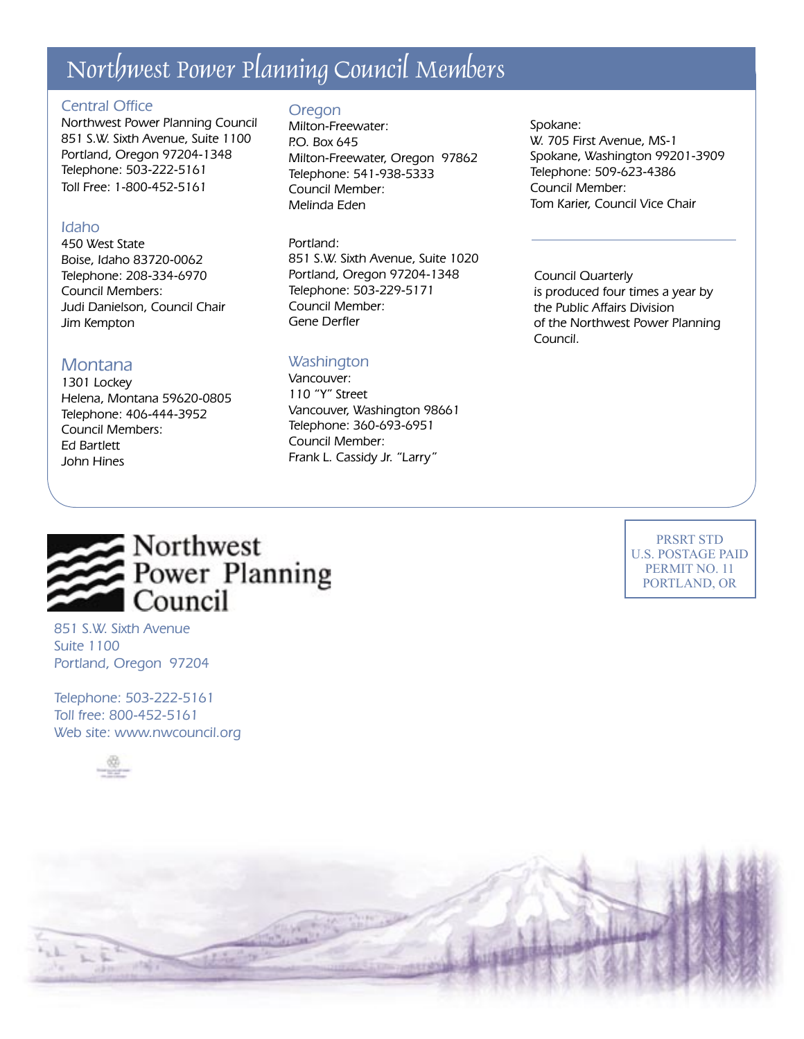# Northwest Power Planning Council Members

## Central Office

Northwest Power Planning Council
851 S.W. Sixth Avenue, Suite 1100
Portland, Oregon 97204-1348
Telephone: 503-222-5161
Toll Free: 1-800-452-5161

## Idaho

450 West State
Boise, Idaho 83720-0062
Telephone: 208-334-6970
Council Members:
Judi Danielson, Council Chair
Jim Kempton

## Montana

1301 Lockey
Helena, Montana 59620-0805
Telephone: 406-444-3952
Council Members:
Ed Bartlett
John Hines

## Oregon

Milton-Freewater:
P.O. Box 645
Milton-Freewater, Oregon 97862
Telephone: 541-938-5333
Council Member:
Melinda Eden

Portland:
851 S.W. Sixth Avenue, Suite 1020
Portland, Oregon 97204-1348
Telephone: 503-229-5171
Council Member:
Gene Derfler

## Washington

Vancouver:
110 "Y" Street
Vancouver, Washington 98661
Telephone: 360-693-6951
Council Member:
Frank L. Cassidy Jr. "Larry"

Spokane:
W. 705 First Avenue, MS-1
Spokane, Washington 99201-3909
Telephone: 509-623-4386
Council Member:
Tom Karier, Council Vice Chair

---

Council Quarterly is produced four times a year by the Public Affairs Division of the Northwest Power Planning Council.

**Northwest Power Planning Council**

851 S.W. Sixth Avenue
Suite 1100
Portland, Oregon 97204

Telephone: 503-222-5161
Toll free: 800-452-5161
Web site: www.nwcouncil.org

PRSRT STD
U.S. POSTAGE PAID
PERMIT NO. 11
PORTLAND, OR